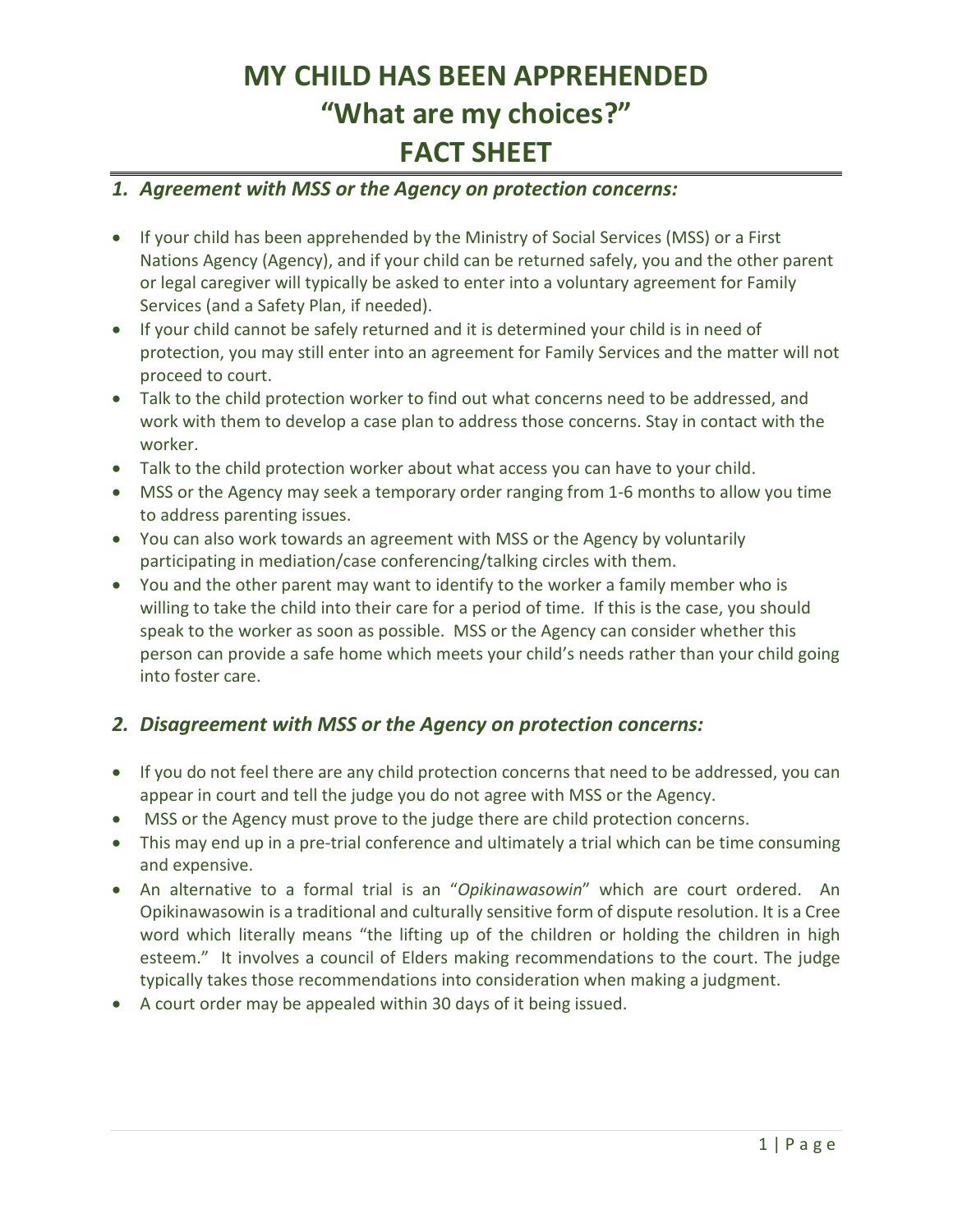# MY CHILD HAS BEEN APPREHENDED
# "What are my choices?"
# FACT SHEET

## *1. Agreement with MSS or the Agency on protection concerns:*

- If your child has been apprehended by the Ministry of Social Services (MSS) or a First Nations Agency (Agency), and if your child can be returned safely, you and the other parent or legal caregiver will typically be asked to enter into a voluntary agreement for Family Services (and a Safety Plan, if needed).
- If your child cannot be safely returned and it is determined your child is in need of protection, you may still enter into an agreement for Family Services and the matter will not proceed to court.
- Talk to the child protection worker to find out what concerns need to be addressed, and work with them to develop a case plan to address those concerns. Stay in contact with the worker.
- Talk to the child protection worker about what access you can have to your child.
- MSS or the Agency may seek a temporary order ranging from 1-6 months to allow you time to address parenting issues.
- You can also work towards an agreement with MSS or the Agency by voluntarily participating in mediation/case conferencing/talking circles with them.
- You and the other parent may want to identify to the worker a family member who is willing to take the child into their care for a period of time. If this is the case, you should speak to the worker as soon as possible. MSS or the Agency can consider whether this person can provide a safe home which meets your child's needs rather than your child going into foster care.

## *2. Disagreement with MSS or the Agency on protection concerns:*

- If you do not feel there are any child protection concerns that need to be addressed, you can appear in court and tell the judge you do not agree with MSS or the Agency.
- MSS or the Agency must prove to the judge there are child protection concerns.
- This may end up in a pre-trial conference and ultimately a trial which can be time consuming and expensive.
- An alternative to a formal trial is an "*Opikinawasowin*" which are court ordered. An Opikinawasowin is a traditional and culturally sensitive form of dispute resolution. It is a Cree word which literally means "the lifting up of the children or holding the children in high esteem." It involves a council of Elders making recommendations to the court. The judge typically takes those recommendations into consideration when making a judgment.
- A court order may be appealed within 30 days of it being issued.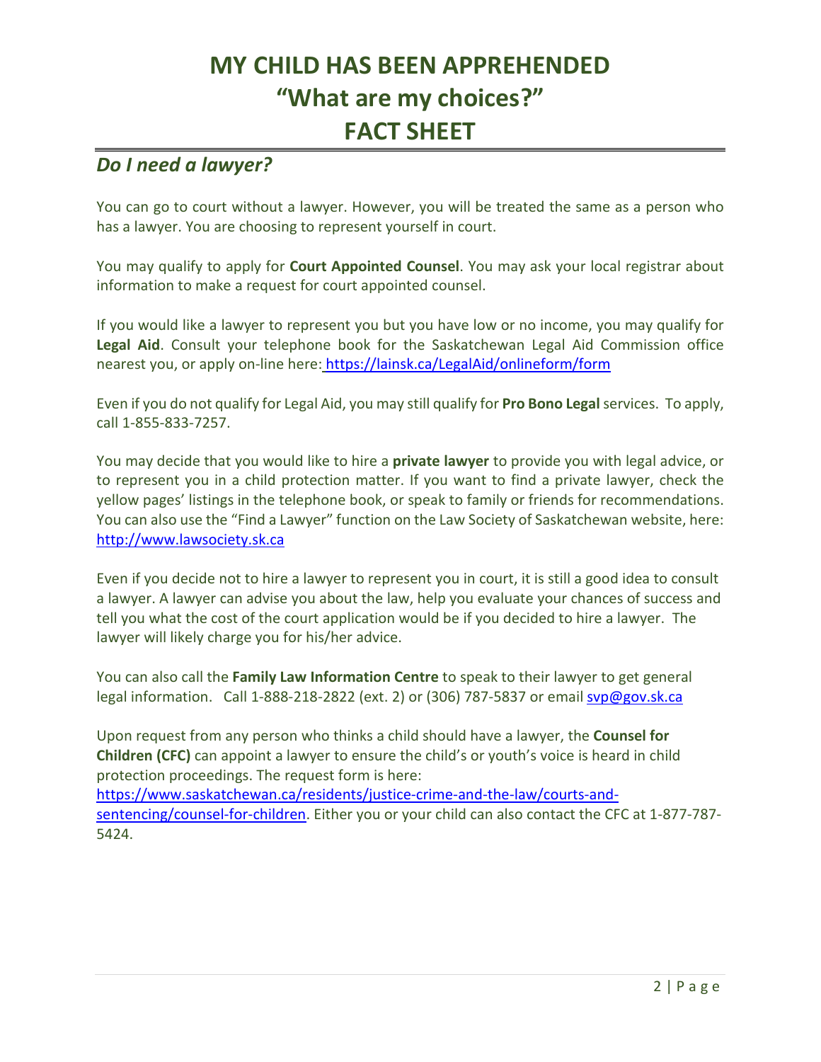# MY CHILD HAS BEEN APPREHENDED
# "What are my choices?"
# FACT SHEET

## *Do I need a lawyer?*

You can go to court without a lawyer. However, you will be treated the same as a person who has a lawyer. You are choosing to represent yourself in court.

You may qualify to apply for **Court Appointed Counsel**. You may ask your local registrar about information to make a request for court appointed counsel.

If you would like a lawyer to represent you but you have low or no income, you may qualify for **Legal Aid**. Consult your telephone book for the Saskatchewan Legal Aid Commission office nearest you, or apply on-line here: https://lainsk.ca/LegalAid/onlineform/form

Even if you do not qualify for Legal Aid, you may still qualify for **Pro Bono Legal** services. To apply, call 1-855-833-7257.

You may decide that you would like to hire a **private lawyer** to provide you with legal advice, or to represent you in a child protection matter. If you want to find a private lawyer, check the yellow pages' listings in the telephone book, or speak to family or friends for recommendations. You can also use the "Find a Lawyer" function on the Law Society of Saskatchewan website, here: http://www.lawsociety.sk.ca

Even if you decide not to hire a lawyer to represent you in court, it is still a good idea to consult a lawyer. A lawyer can advise you about the law, help you evaluate your chances of success and tell you what the cost of the court application would be if you decided to hire a lawyer. The lawyer will likely charge you for his/her advice.

You can also call the **Family Law Information Centre** to speak to their lawyer to get general legal information. Call 1-888-218-2822 (ext. 2) or (306) 787-5837 or email svp@gov.sk.ca

Upon request from any person who thinks a child should have a lawyer, the **Counsel for Children (CFC)** can appoint a lawyer to ensure the child's or youth's voice is heard in child protection proceedings. The request form is here: https://www.saskatchewan.ca/residents/justice-crime-and-the-law/courts-and-sentencing/counsel-for-children. Either you or your child can also contact the CFC at 1-877-787-5424.